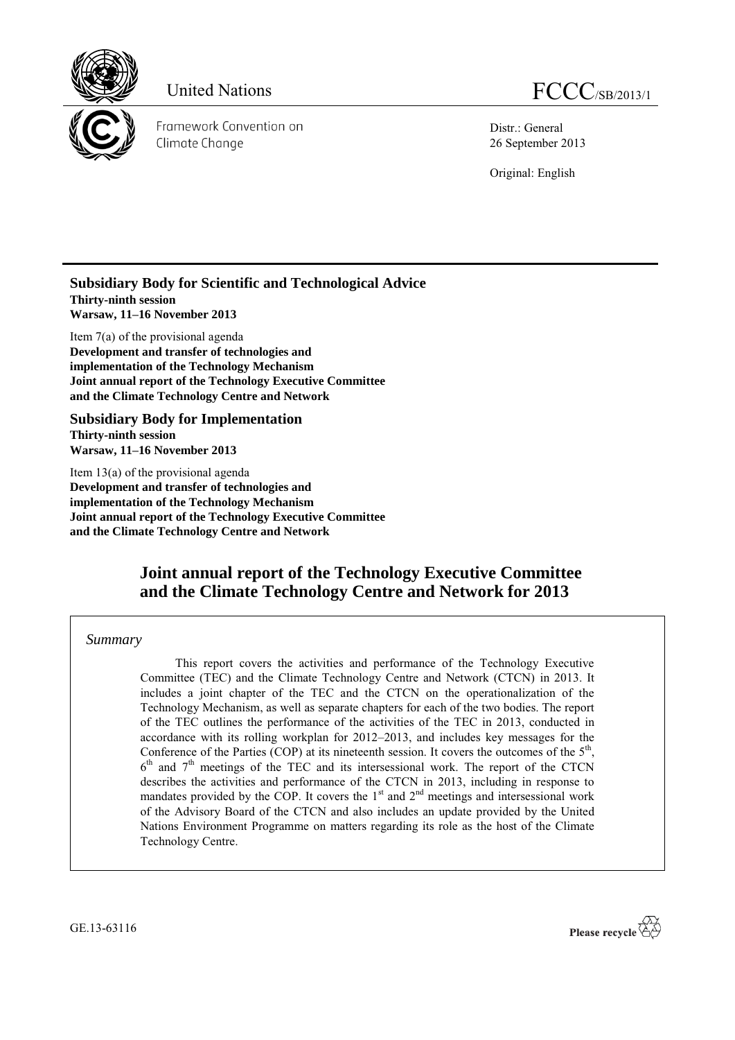United Nations

FCCC/SB/2013/1

Framework Convention on Climate Change

Distr.: General
26 September 2013

Original: English

## Subsidiary Body for Scientific and Technological Advice

**Thirty-ninth session**
**Warsaw, 11–16 November 2013**

Item 7(a) of the provisional agenda
**Development and transfer of technologies and implementation of the Technology Mechanism**
**Joint annual report of the Technology Executive Committee and the Climate Technology Centre and Network**

## Subsidiary Body for Implementation

**Thirty-ninth session**
**Warsaw, 11–16 November 2013**

Item 13(a) of the provisional agenda
**Development and transfer of technologies and implementation of the Technology Mechanism**
**Joint annual report of the Technology Executive Committee and the Climate Technology Centre and Network**

# Joint annual report of the Technology Executive Committee and the Climate Technology Centre and Network for 2013

*Summary*

This report covers the activities and performance of the Technology Executive Committee (TEC) and the Climate Technology Centre and Network (CTCN) in 2013. It includes a joint chapter of the TEC and the CTCN on the operationalization of the Technology Mechanism, as well as separate chapters for each of the two bodies. The report of the TEC outlines the performance of the activities of the TEC in 2013, conducted in accordance with its rolling workplan for 2012–2013, and includes key messages for the Conference of the Parties (COP) at its nineteenth session. It covers the outcomes of the 5th, 6th and 7th meetings of the TEC and its intersessional work. The report of the CTCN describes the activities and performance of the CTCN in 2013, including in response to mandates provided by the COP. It covers the 1st and 2nd meetings and intersessional work of the Advisory Board of the CTCN and also includes an update provided by the United Nations Environment Programme on matters regarding its role as the host of the Climate Technology Centre.

GE.13-63116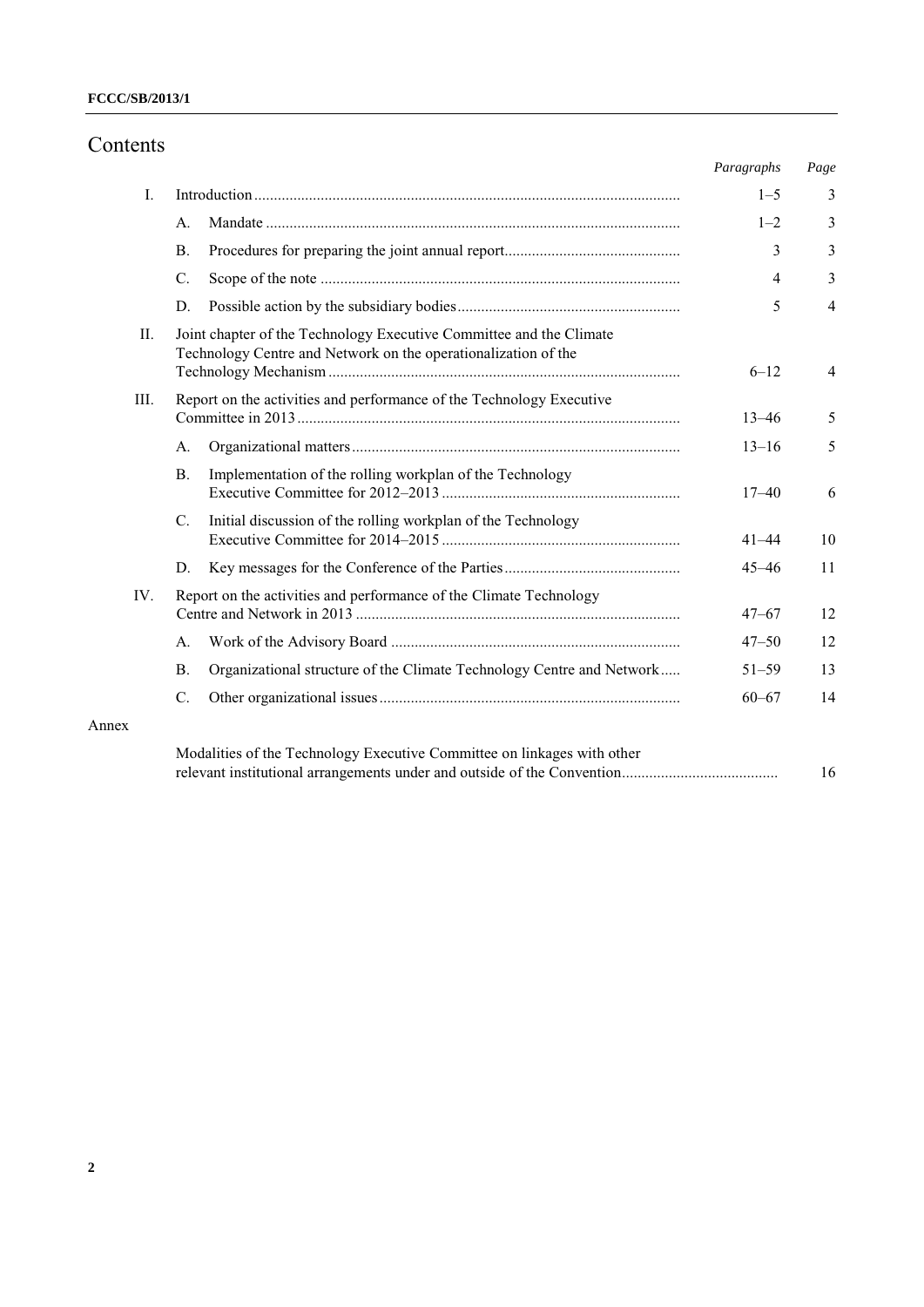# Contents

| | | | Paragraphs | Page |
|---|---|---|---|---|
| I. | Introduction | | 1–5 | 3 |
| | A. | Mandate | 1–2 | 3 |
| | B. | Procedures for preparing the joint annual report | 3 | 3 |
| | C. | Scope of the note | 4 | 3 |
| | D. | Possible action by the subsidiary bodies | 5 | 4 |
| II. | Joint chapter of the Technology Executive Committee and the Climate Technology Centre and Network on the operationalization of the Technology Mechanism | | 6–12 | 4 |
| III. | Report on the activities and performance of the Technology Executive Committee in 2013 | | 13–46 | 5 |
| | A. | Organizational matters | 13–16 | 5 |
| | B. | Implementation of the rolling workplan of the Technology Executive Committee for 2012–2013 | 17–40 | 6 |
| | C. | Initial discussion of the rolling workplan of the Technology Executive Committee for 2014–2015 | 41–44 | 10 |
| | D. | Key messages for the Conference of the Parties | 45–46 | 11 |
| IV. | Report on the activities and performance of the Climate Technology Centre and Network in 2013 | | 47–67 | 12 |
| | A. | Work of the Advisory Board | 47–50 | 12 |
| | B. | Organizational structure of the Climate Technology Centre and Network | 51–59 | 13 |
| | C. | Other organizational issues | 60–67 | 14 |
| Annex | | | | |
| | Modalities of the Technology Executive Committee on linkages with other relevant institutional arrangements under and outside of the Convention | | | 16 |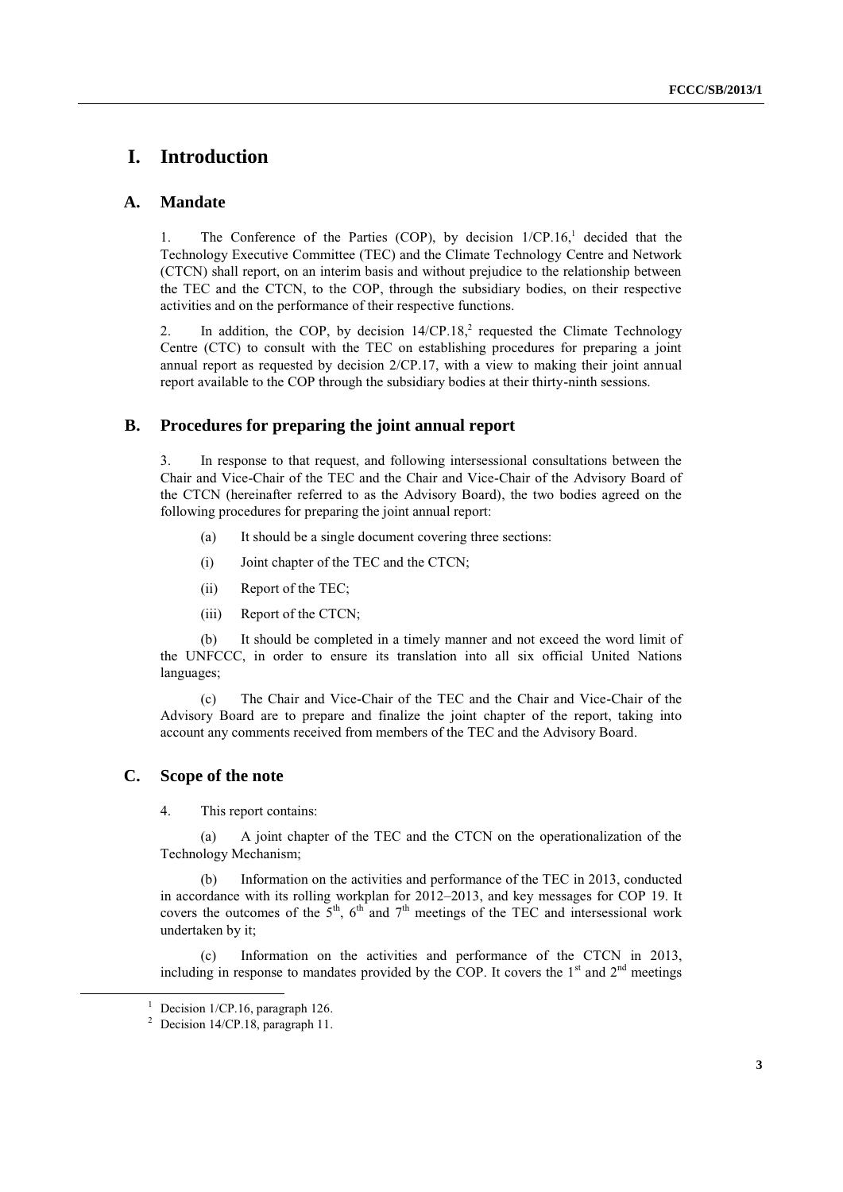# I. Introduction

## A. Mandate

1. The Conference of the Parties (COP), by decision 1/CP.16,[1] decided that the Technology Executive Committee (TEC) and the Climate Technology Centre and Network (CTCN) shall report, on an interim basis and without prejudice to the relationship between the TEC and the CTCN, to the COP, through the subsidiary bodies, on their respective activities and on the performance of their respective functions.

2. In addition, the COP, by decision 14/CP.18,[2] requested the Climate Technology Centre (CTC) to consult with the TEC on establishing procedures for preparing a joint annual report as requested by decision 2/CP.17, with a view to making their joint annual report available to the COP through the subsidiary bodies at their thirty-ninth sessions.

## B. Procedures for preparing the joint annual report

3. In response to that request, and following intersessional consultations between the Chair and Vice-Chair of the TEC and the Chair and Vice-Chair of the Advisory Board of the CTCN (hereinafter referred to as the Advisory Board), the two bodies agreed on the following procedures for preparing the joint annual report:

(a) It should be a single document covering three sections:

(i) Joint chapter of the TEC and the CTCN;

(ii) Report of the TEC;

(iii) Report of the CTCN;

(b) It should be completed in a timely manner and not exceed the word limit of the UNFCCC, in order to ensure its translation into all six official United Nations languages;

(c) The Chair and Vice-Chair of the TEC and the Chair and Vice-Chair of the Advisory Board are to prepare and finalize the joint chapter of the report, taking into account any comments received from members of the TEC and the Advisory Board.

## C. Scope of the note

4. This report contains:

(a) A joint chapter of the TEC and the CTCN on the operationalization of the Technology Mechanism;

(b) Information on the activities and performance of the TEC in 2013, conducted in accordance with its rolling workplan for 2012–2013, and key messages for COP 19. It covers the outcomes of the 5th, 6th and 7th meetings of the TEC and intersessional work undertaken by it;

(c) Information on the activities and performance of the CTCN in 2013, including in response to mandates provided by the COP. It covers the 1st and 2nd meetings

[1] Decision 1/CP.16, paragraph 126.

[2] Decision 14/CP.18, paragraph 11.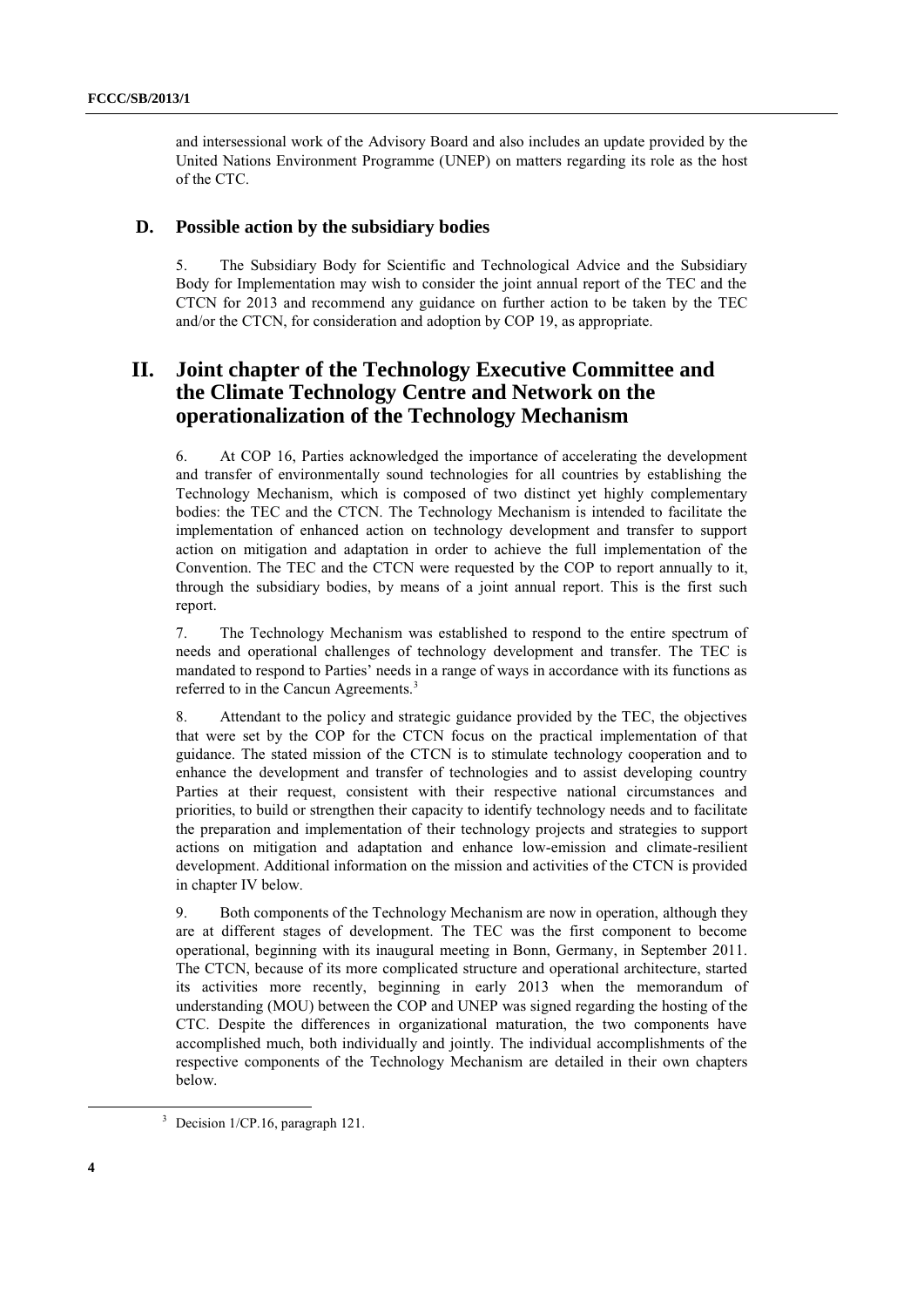and intersessional work of the Advisory Board and also includes an update provided by the United Nations Environment Programme (UNEP) on matters regarding its role as the host of the CTC.

### D. Possible action by the subsidiary bodies

5. The Subsidiary Body for Scientific and Technological Advice and the Subsidiary Body for Implementation may wish to consider the joint annual report of the TEC and the CTCN for 2013 and recommend any guidance on further action to be taken by the TEC and/or the CTCN, for consideration and adoption by COP 19, as appropriate.

## II. Joint chapter of the Technology Executive Committee and the Climate Technology Centre and Network on the operationalization of the Technology Mechanism

6. At COP 16, Parties acknowledged the importance of accelerating the development and transfer of environmentally sound technologies for all countries by establishing the Technology Mechanism, which is composed of two distinct yet highly complementary bodies: the TEC and the CTCN. The Technology Mechanism is intended to facilitate the implementation of enhanced action on technology development and transfer to support action on mitigation and adaptation in order to achieve the full implementation of the Convention. The TEC and the CTCN were requested by the COP to report annually to it, through the subsidiary bodies, by means of a joint annual report. This is the first such report.

7. The Technology Mechanism was established to respond to the entire spectrum of needs and operational challenges of technology development and transfer. The TEC is mandated to respond to Parties' needs in a range of ways in accordance with its functions as referred to in the Cancun Agreements.[3]

8. Attendant to the policy and strategic guidance provided by the TEC, the objectives that were set by the COP for the CTCN focus on the practical implementation of that guidance. The stated mission of the CTCN is to stimulate technology cooperation and to enhance the development and transfer of technologies and to assist developing country Parties at their request, consistent with their respective national circumstances and priorities, to build or strengthen their capacity to identify technology needs and to facilitate the preparation and implementation of their technology projects and strategies to support actions on mitigation and adaptation and enhance low-emission and climate-resilient development. Additional information on the mission and activities of the CTCN is provided in chapter IV below.

9. Both components of the Technology Mechanism are now in operation, although they are at different stages of development. The TEC was the first component to become operational, beginning with its inaugural meeting in Bonn, Germany, in September 2011. The CTCN, because of its more complicated structure and operational architecture, started its activities more recently, beginning in early 2013 when the memorandum of understanding (MOU) between the COP and UNEP was signed regarding the hosting of the CTC. Despite the differences in organizational maturation, the two components have accomplished much, both individually and jointly. The individual accomplishments of the respective components of the Technology Mechanism are detailed in their own chapters below.

[3] Decision 1/CP.16, paragraph 121.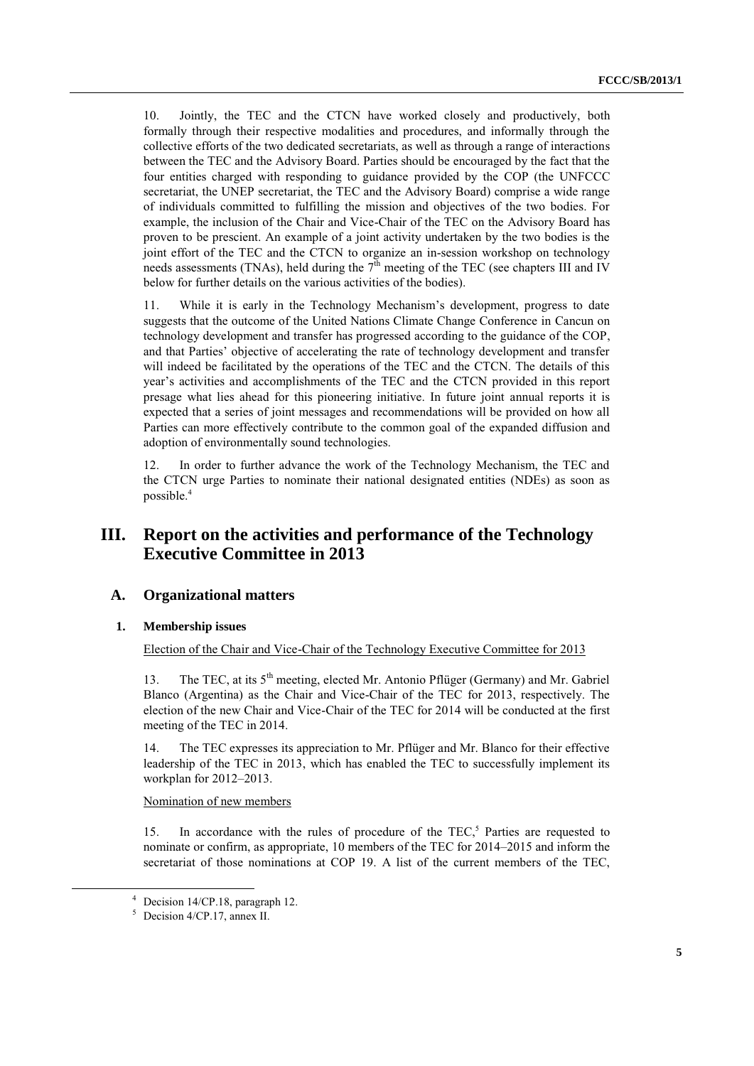10. Jointly, the TEC and the CTCN have worked closely and productively, both formally through their respective modalities and procedures, and informally through the collective efforts of the two dedicated secretariats, as well as through a range of interactions between the TEC and the Advisory Board. Parties should be encouraged by the fact that the four entities charged with responding to guidance provided by the COP (the UNFCCC secretariat, the UNEP secretariat, the TEC and the Advisory Board) comprise a wide range of individuals committed to fulfilling the mission and objectives of the two bodies. For example, the inclusion of the Chair and Vice-Chair of the TEC on the Advisory Board has proven to be prescient. An example of a joint activity undertaken by the two bodies is the joint effort of the TEC and the CTCN to organize an in-session workshop on technology needs assessments (TNAs), held during the 7th meeting of the TEC (see chapters III and IV below for further details on the various activities of the bodies).

11. While it is early in the Technology Mechanism's development, progress to date suggests that the outcome of the United Nations Climate Change Conference in Cancun on technology development and transfer has progressed according to the guidance of the COP, and that Parties' objective of accelerating the rate of technology development and transfer will indeed be facilitated by the operations of the TEC and the CTCN. The details of this year's activities and accomplishments of the TEC and the CTCN provided in this report presage what lies ahead for this pioneering initiative. In future joint annual reports it is expected that a series of joint messages and recommendations will be provided on how all Parties can more effectively contribute to the common goal of the expanded diffusion and adoption of environmentally sound technologies.

12. In order to further advance the work of the Technology Mechanism, the TEC and the CTCN urge Parties to nominate their national designated entities (NDEs) as soon as possible.[4]

# III. Report on the activities and performance of the Technology Executive Committee in 2013

## A. Organizational matters

### 1. Membership issues

Election of the Chair and Vice-Chair of the Technology Executive Committee for 2013

13. The TEC, at its 5th meeting, elected Mr. Antonio Pflüger (Germany) and Mr. Gabriel Blanco (Argentina) as the Chair and Vice-Chair of the TEC for 2013, respectively. The election of the new Chair and Vice-Chair of the TEC for 2014 will be conducted at the first meeting of the TEC in 2014.

14. The TEC expresses its appreciation to Mr. Pflüger and Mr. Blanco for their effective leadership of the TEC in 2013, which has enabled the TEC to successfully implement its workplan for 2012–2013.

Nomination of new members

15. In accordance with the rules of procedure of the TEC,[5] Parties are requested to nominate or confirm, as appropriate, 10 members of the TEC for 2014–2015 and inform the secretariat of those nominations at COP 19. A list of the current members of the TEC,

---

[4] Decision 14/CP.18, paragraph 12.

[5] Decision 4/CP.17, annex II.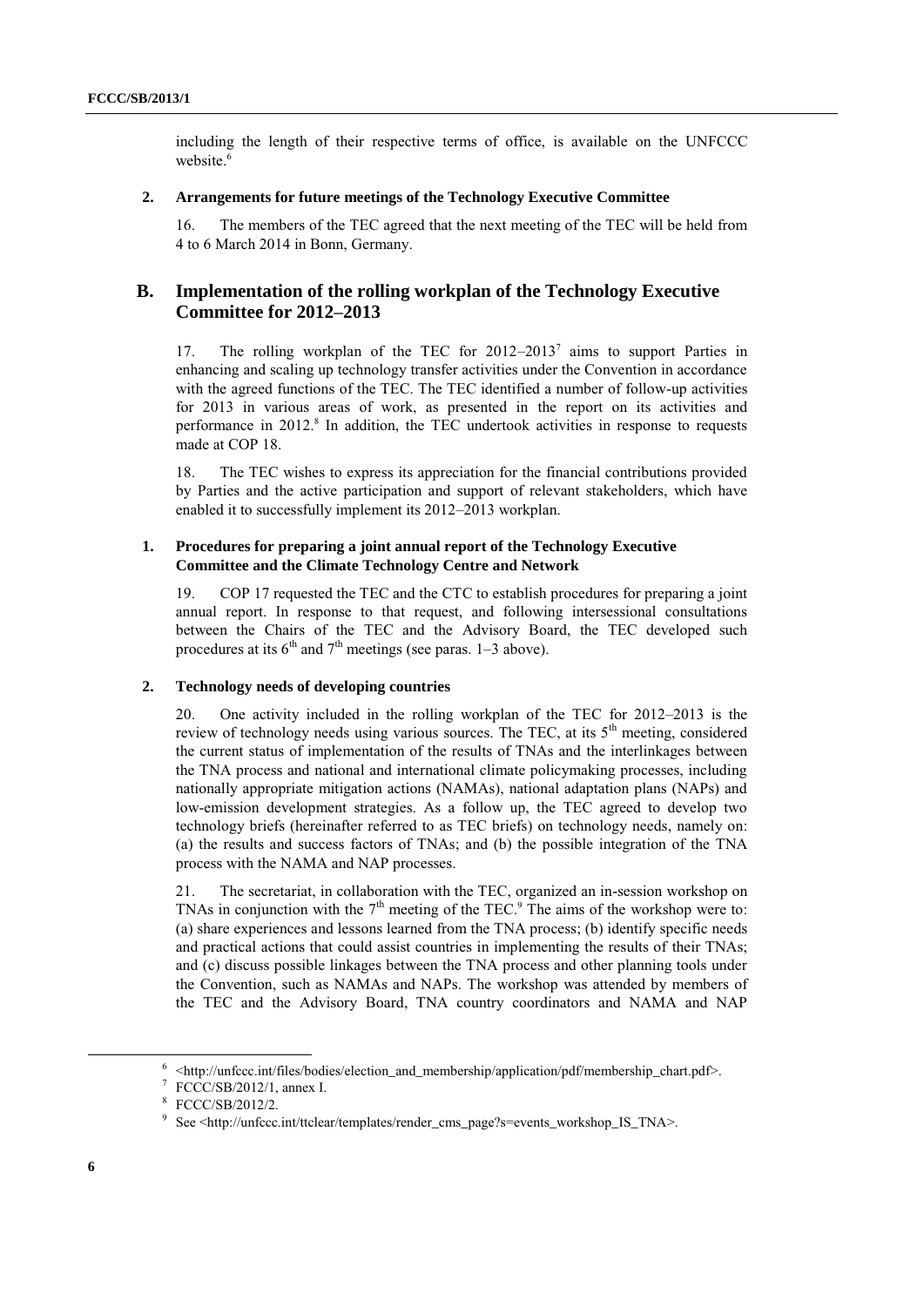including the length of their respective terms of office, is available on the UNFCCC website.[6]

#### 2. Arrangements for future meetings of the Technology Executive Committee

16. The members of the TEC agreed that the next meeting of the TEC will be held from 4 to 6 March 2014 in Bonn, Germany.

### B. Implementation of the rolling workplan of the Technology Executive Committee for 2012–2013

17. The rolling workplan of the TEC for 2012–2013[7] aims to support Parties in enhancing and scaling up technology transfer activities under the Convention in accordance with the agreed functions of the TEC. The TEC identified a number of follow-up activities for 2013 in various areas of work, as presented in the report on its activities and performance in 2012.[8] In addition, the TEC undertook activities in response to requests made at COP 18.

18. The TEC wishes to express its appreciation for the financial contributions provided by Parties and the active participation and support of relevant stakeholders, which have enabled it to successfully implement its 2012–2013 workplan.

#### 1. Procedures for preparing a joint annual report of the Technology Executive Committee and the Climate Technology Centre and Network

19. COP 17 requested the TEC and the CTC to establish procedures for preparing a joint annual report. In response to that request, and following intersessional consultations between the Chairs of the TEC and the Advisory Board, the TEC developed such procedures at its 6th and 7th meetings (see paras. 1–3 above).

#### 2. Technology needs of developing countries

20. One activity included in the rolling workplan of the TEC for 2012–2013 is the review of technology needs using various sources. The TEC, at its 5th meeting, considered the current status of implementation of the results of TNAs and the interlinkages between the TNA process and national and international climate policymaking processes, including nationally appropriate mitigation actions (NAMAs), national adaptation plans (NAPs) and low-emission development strategies. As a follow up, the TEC agreed to develop two technology briefs (hereinafter referred to as TEC briefs) on technology needs, namely on: (a) the results and success factors of TNAs; and (b) the possible integration of the TNA process with the NAMA and NAP processes.

21. The secretariat, in collaboration with the TEC, organized an in-session workshop on TNAs in conjunction with the 7th meeting of the TEC.[9] The aims of the workshop were to: (a) share experiences and lessons learned from the TNA process; (b) identify specific needs and practical actions that could assist countries in implementing the results of their TNAs; and (c) discuss possible linkages between the TNA process and other planning tools under the Convention, such as NAMAs and NAPs. The workshop was attended by members of the TEC and the Advisory Board, TNA country coordinators and NAMA and NAP

---

[6] <http://unfccc.int/files/bodies/election_and_membership/application/pdf/membership_chart.pdf>.

[7] FCCC/SB/2012/1, annex I.

[8] FCCC/SB/2012/2.

[9] See <http://unfccc.int/ttclear/templates/render_cms_page?s=events_workshop_IS_TNA>.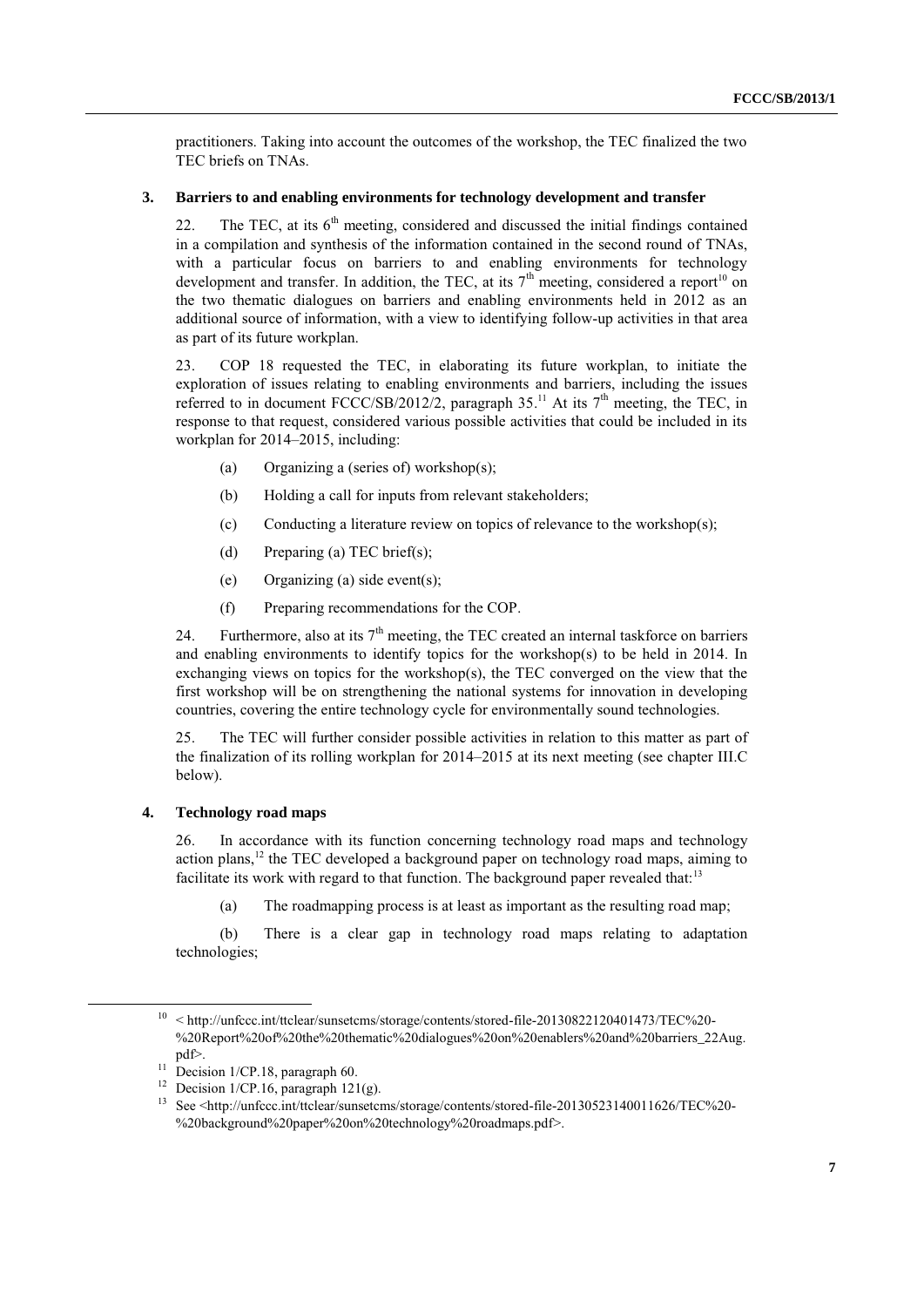practitioners. Taking into account the outcomes of the workshop, the TEC finalized the two TEC briefs on TNAs.

### 3. Barriers to and enabling environments for technology development and transfer

22. The TEC, at its 6th meeting, considered and discussed the initial findings contained in a compilation and synthesis of the information contained in the second round of TNAs, with a particular focus on barriers to and enabling environments for technology development and transfer. In addition, the TEC, at its 7th meeting, considered a report[10] on the two thematic dialogues on barriers and enabling environments held in 2012 as an additional source of information, with a view to identifying follow-up activities in that area as part of its future workplan.

23. COP 18 requested the TEC, in elaborating its future workplan, to initiate the exploration of issues relating to enabling environments and barriers, including the issues referred to in document FCCC/SB/2012/2, paragraph 35.[11] At its 7th meeting, the TEC, in response to that request, considered various possible activities that could be included in its workplan for 2014–2015, including:

(a) Organizing a (series of) workshop(s);

(b) Holding a call for inputs from relevant stakeholders;

(c) Conducting a literature review on topics of relevance to the workshop(s);

(d) Preparing (a) TEC brief(s);

(e) Organizing (a) side event(s);

(f) Preparing recommendations for the COP.

24. Furthermore, also at its 7th meeting, the TEC created an internal taskforce on barriers and enabling environments to identify topics for the workshop(s) to be held in 2014. In exchanging views on topics for the workshop(s), the TEC converged on the view that the first workshop will be on strengthening the national systems for innovation in developing countries, covering the entire technology cycle for environmentally sound technologies.

25. The TEC will further consider possible activities in relation to this matter as part of the finalization of its rolling workplan for 2014–2015 at its next meeting (see chapter III.C below).

### 4. Technology road maps

26. In accordance with its function concerning technology road maps and technology action plans,[12] the TEC developed a background paper on technology road maps, aiming to facilitate its work with regard to that function. The background paper revealed that:[13]

(a) The roadmapping process is at least as important as the resulting road map;

(b) There is a clear gap in technology road maps relating to adaptation technologies;

---

[10] < http://unfccc.int/ttclear/sunsetcms/storage/contents/stored-file-20130822120401473/TEC%20-%20Report%20of%20the%20thematic%20dialogues%20on%20enablers%20and%20barriers_22Aug.pdf>.

[11] Decision 1/CP.18, paragraph 60.

[12] Decision 1/CP.16, paragraph 121(g).

[13] See <http://unfccc.int/ttclear/sunsetcms/storage/contents/stored-file-20130523140011626/TEC%20-%20background%20paper%20on%20technology%20roadmaps.pdf>.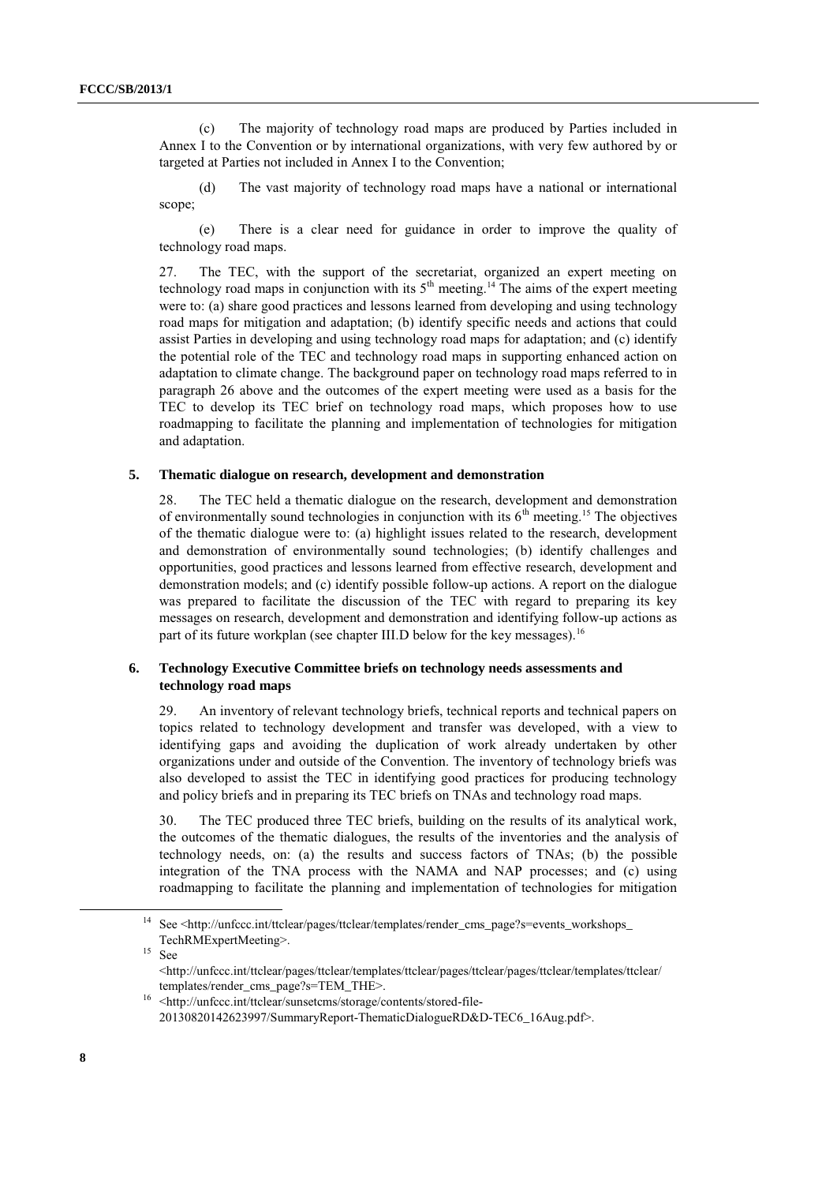(c) The majority of technology road maps are produced by Parties included in Annex I to the Convention or by international organizations, with very few authored by or targeted at Parties not included in Annex I to the Convention;

(d) The vast majority of technology road maps have a national or international scope;

(e) There is a clear need for guidance in order to improve the quality of technology road maps.

27. The TEC, with the support of the secretariat, organized an expert meeting on technology road maps in conjunction with its 5th meeting.[14] The aims of the expert meeting were to: (a) share good practices and lessons learned from developing and using technology road maps for mitigation and adaptation; (b) identify specific needs and actions that could assist Parties in developing and using technology road maps for adaptation; and (c) identify the potential role of the TEC and technology road maps in supporting enhanced action on adaptation to climate change. The background paper on technology road maps referred to in paragraph 26 above and the outcomes of the expert meeting were used as a basis for the TEC to develop its TEC brief on technology road maps, which proposes how to use roadmapping to facilitate the planning and implementation of technologies for mitigation and adaptation.

### 5. Thematic dialogue on research, development and demonstration

28. The TEC held a thematic dialogue on the research, development and demonstration of environmentally sound technologies in conjunction with its 6th meeting.[15] The objectives of the thematic dialogue were to: (a) highlight issues related to the research, development and demonstration of environmentally sound technologies; (b) identify challenges and opportunities, good practices and lessons learned from effective research, development and demonstration models; and (c) identify possible follow-up actions. A report on the dialogue was prepared to facilitate the discussion of the TEC with regard to preparing its key messages on research, development and demonstration and identifying follow-up actions as part of its future workplan (see chapter III.D below for the key messages).[16]

### 6. Technology Executive Committee briefs on technology needs assessments and technology road maps

29. An inventory of relevant technology briefs, technical reports and technical papers on topics related to technology development and transfer was developed, with a view to identifying gaps and avoiding the duplication of work already undertaken by other organizations under and outside of the Convention. The inventory of technology briefs was also developed to assist the TEC in identifying good practices for producing technology and policy briefs and in preparing its TEC briefs on TNAs and technology road maps.

30. The TEC produced three TEC briefs, building on the results of its analytical work, the outcomes of the thematic dialogues, the results of the inventories and the analysis of technology needs, on: (a) the results and success factors of TNAs; (b) the possible integration of the TNA process with the NAMA and NAP processes; and (c) using roadmapping to facilitate the planning and implementation of technologies for mitigation

---

[14] See <http://unfccc.int/ttclear/pages/ttclear/templates/render_cms_page?s=events_workshops_TechRMExpertMeeting>.

[15] See <http://unfccc.int/ttclear/pages/ttclear/templates/ttclear/pages/ttclear/pages/ttclear/templates/ttclear/templates/render_cms_page?s=TEM_THE>.

[16] <http://unfccc.int/ttclear/sunsetcms/storage/contents/stored-file-20130820142623997/SummaryReport-ThematicDialogueRD&D-TEC6_16Aug.pdf>.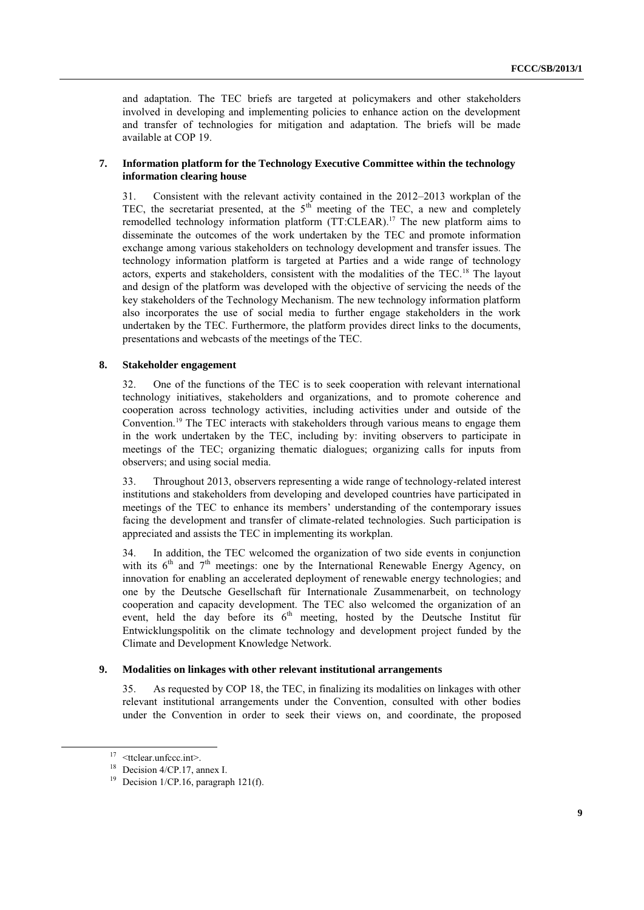and adaptation. The TEC briefs are targeted at policymakers and other stakeholders involved in developing and implementing policies to enhance action on the development and transfer of technologies for mitigation and adaptation. The briefs will be made available at COP 19.

### 7. Information platform for the Technology Executive Committee within the technology information clearing house

31. Consistent with the relevant activity contained in the 2012–2013 workplan of the TEC, the secretariat presented, at the 5th meeting of the TEC, a new and completely remodelled technology information platform (TT:CLEAR).[17] The new platform aims to disseminate the outcomes of the work undertaken by the TEC and promote information exchange among various stakeholders on technology development and transfer issues. The technology information platform is targeted at Parties and a wide range of technology actors, experts and stakeholders, consistent with the modalities of the TEC.[18] The layout and design of the platform was developed with the objective of servicing the needs of the key stakeholders of the Technology Mechanism. The new technology information platform also incorporates the use of social media to further engage stakeholders in the work undertaken by the TEC. Furthermore, the platform provides direct links to the documents, presentations and webcasts of the meetings of the TEC.

### 8. Stakeholder engagement

32. One of the functions of the TEC is to seek cooperation with relevant international technology initiatives, stakeholders and organizations, and to promote coherence and cooperation across technology activities, including activities under and outside of the Convention.[19] The TEC interacts with stakeholders through various means to engage them in the work undertaken by the TEC, including by: inviting observers to participate in meetings of the TEC; organizing thematic dialogues; organizing calls for inputs from observers; and using social media.

33. Throughout 2013, observers representing a wide range of technology-related interest institutions and stakeholders from developing and developed countries have participated in meetings of the TEC to enhance its members' understanding of the contemporary issues facing the development and transfer of climate-related technologies. Such participation is appreciated and assists the TEC in implementing its workplan.

34. In addition, the TEC welcomed the organization of two side events in conjunction with its 6th and 7th meetings: one by the International Renewable Energy Agency, on innovation for enabling an accelerated deployment of renewable energy technologies; and one by the Deutsche Gesellschaft für Internationale Zusammenarbeit, on technology cooperation and capacity development. The TEC also welcomed the organization of an event, held the day before its 6th meeting, hosted by the Deutsche Institut für Entwicklungspolitik on the climate technology and development project funded by the Climate and Development Knowledge Network.

### 9. Modalities on linkages with other relevant institutional arrangements

35. As requested by COP 18, the TEC, in finalizing its modalities on linkages with other relevant institutional arrangements under the Convention, consulted with other bodies under the Convention in order to seek their views on, and coordinate, the proposed

[17] <ttclear.unfccc.int>.

[18] Decision 4/CP.17, annex I.

[19] Decision 1/CP.16, paragraph 121(f).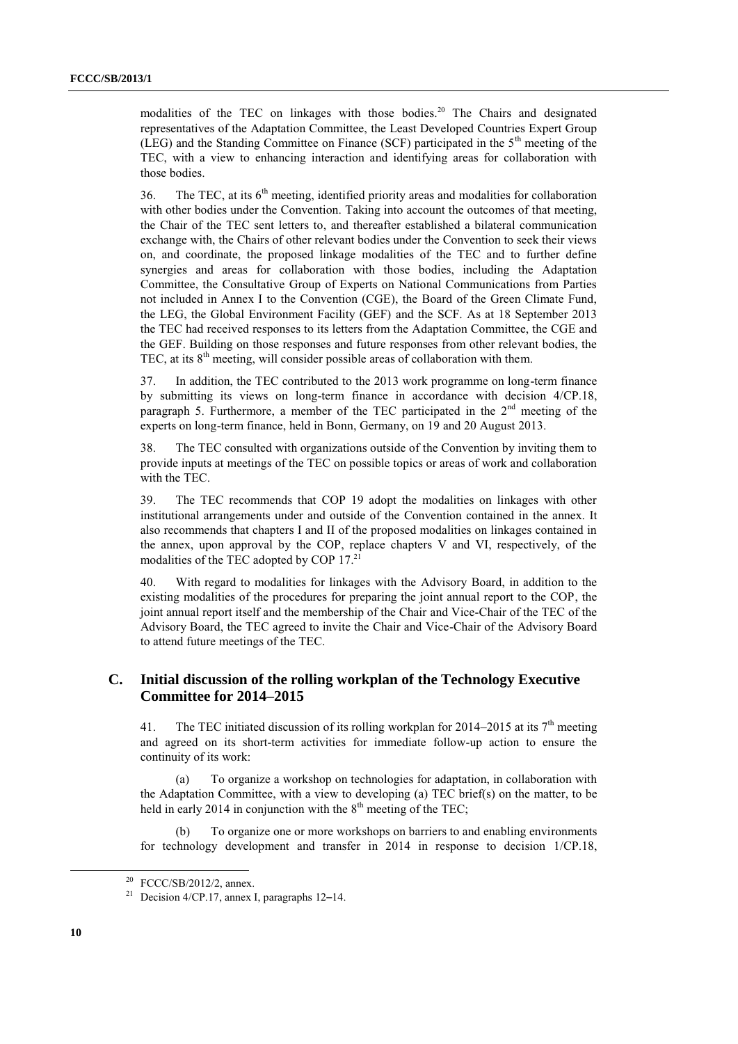modalities of the TEC on linkages with those bodies.[20] The Chairs and designated representatives of the Adaptation Committee, the Least Developed Countries Expert Group (LEG) and the Standing Committee on Finance (SCF) participated in the 5th meeting of the TEC, with a view to enhancing interaction and identifying areas for collaboration with those bodies.

36. The TEC, at its 6th meeting, identified priority areas and modalities for collaboration with other bodies under the Convention. Taking into account the outcomes of that meeting, the Chair of the TEC sent letters to, and thereafter established a bilateral communication exchange with, the Chairs of other relevant bodies under the Convention to seek their views on, and coordinate, the proposed linkage modalities of the TEC and to further define synergies and areas for collaboration with those bodies, including the Adaptation Committee, the Consultative Group of Experts on National Communications from Parties not included in Annex I to the Convention (CGE), the Board of the Green Climate Fund, the LEG, the Global Environment Facility (GEF) and the SCF. As at 18 September 2013 the TEC had received responses to its letters from the Adaptation Committee, the CGE and the GEF. Building on those responses and future responses from other relevant bodies, the TEC, at its 8th meeting, will consider possible areas of collaboration with them.

37. In addition, the TEC contributed to the 2013 work programme on long-term finance by submitting its views on long-term finance in accordance with decision 4/CP.18, paragraph 5. Furthermore, a member of the TEC participated in the 2nd meeting of the experts on long-term finance, held in Bonn, Germany, on 19 and 20 August 2013.

38. The TEC consulted with organizations outside of the Convention by inviting them to provide inputs at meetings of the TEC on possible topics or areas of work and collaboration with the TEC.

39. The TEC recommends that COP 19 adopt the modalities on linkages with other institutional arrangements under and outside of the Convention contained in the annex. It also recommends that chapters I and II of the proposed modalities on linkages contained in the annex, upon approval by the COP, replace chapters V and VI, respectively, of the modalities of the TEC adopted by COP 17.[21]

40. With regard to modalities for linkages with the Advisory Board, in addition to the existing modalities of the procedures for preparing the joint annual report to the COP, the joint annual report itself and the membership of the Chair and Vice-Chair of the TEC of the Advisory Board, the TEC agreed to invite the Chair and Vice-Chair of the Advisory Board to attend future meetings of the TEC.

## C. Initial discussion of the rolling workplan of the Technology Executive Committee for 2014–2015

41. The TEC initiated discussion of its rolling workplan for 2014–2015 at its 7th meeting and agreed on its short-term activities for immediate follow-up action to ensure the continuity of its work:

(a) To organize a workshop on technologies for adaptation, in collaboration with the Adaptation Committee, with a view to developing (a) TEC brief(s) on the matter, to be held in early 2014 in conjunction with the 8th meeting of the TEC;

(b) To organize one or more workshops on barriers to and enabling environments for technology development and transfer in 2014 in response to decision 1/CP.18,

---

[20] FCCC/SB/2012/2, annex.

[21] Decision 4/CP.17, annex I, paragraphs 12–14.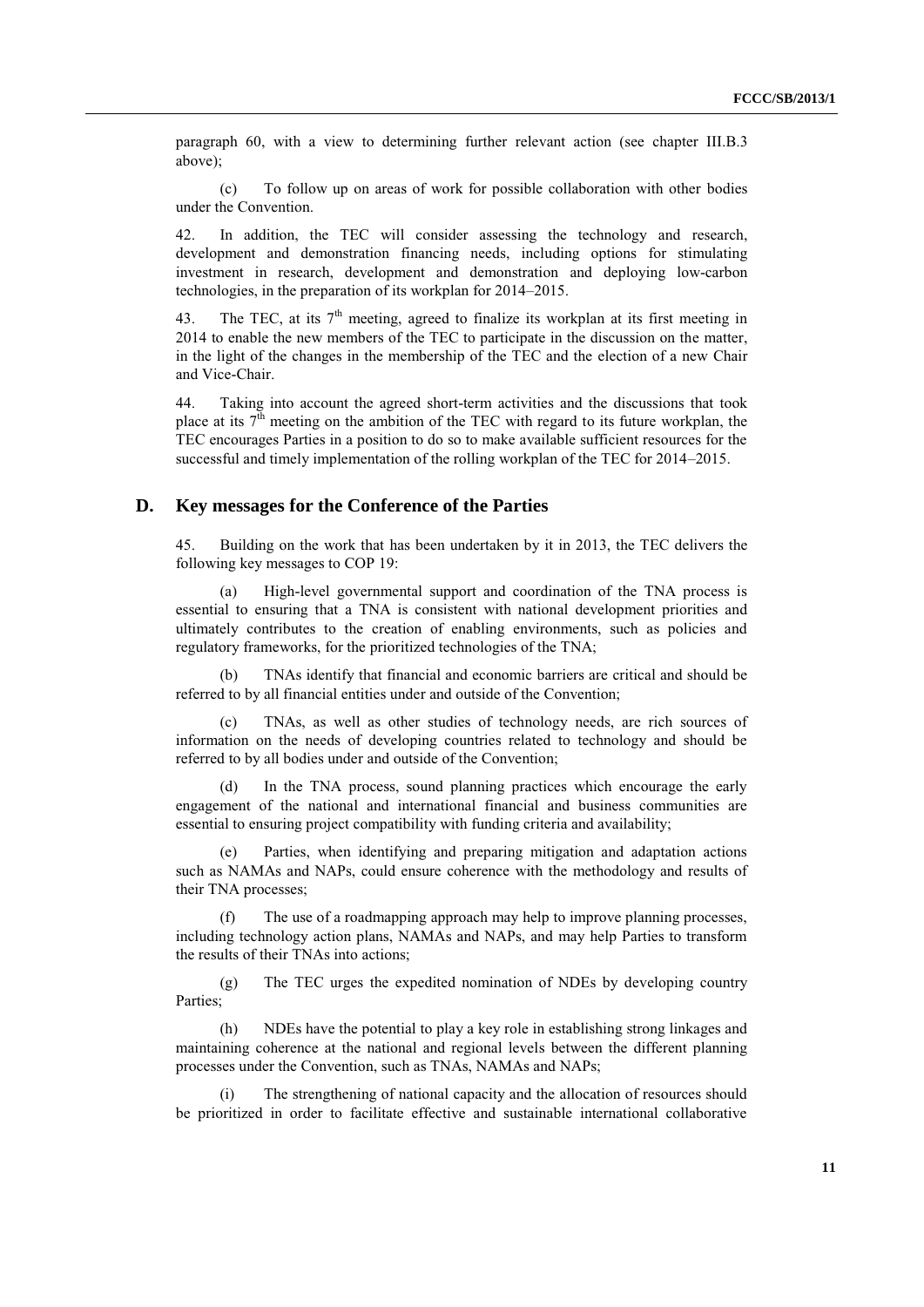paragraph 60, with a view to determining further relevant action (see chapter III.B.3 above);

(c) To follow up on areas of work for possible collaboration with other bodies under the Convention.

42. In addition, the TEC will consider assessing the technology and research, development and demonstration financing needs, including options for stimulating investment in research, development and demonstration and deploying low-carbon technologies, in the preparation of its workplan for 2014–2015.

43. The TEC, at its 7th meeting, agreed to finalize its workplan at its first meeting in 2014 to enable the new members of the TEC to participate in the discussion on the matter, in the light of the changes in the membership of the TEC and the election of a new Chair and Vice-Chair.

44. Taking into account the agreed short-term activities and the discussions that took place at its 7th meeting on the ambition of the TEC with regard to its future workplan, the TEC encourages Parties in a position to do so to make available sufficient resources for the successful and timely implementation of the rolling workplan of the TEC for 2014–2015.

## D. Key messages for the Conference of the Parties

45. Building on the work that has been undertaken by it in 2013, the TEC delivers the following key messages to COP 19:

(a) High-level governmental support and coordination of the TNA process is essential to ensuring that a TNA is consistent with national development priorities and ultimately contributes to the creation of enabling environments, such as policies and regulatory frameworks, for the prioritized technologies of the TNA;

(b) TNAs identify that financial and economic barriers are critical and should be referred to by all financial entities under and outside of the Convention;

(c) TNAs, as well as other studies of technology needs, are rich sources of information on the needs of developing countries related to technology and should be referred to by all bodies under and outside of the Convention;

(d) In the TNA process, sound planning practices which encourage the early engagement of the national and international financial and business communities are essential to ensuring project compatibility with funding criteria and availability;

(e) Parties, when identifying and preparing mitigation and adaptation actions such as NAMAs and NAPs, could ensure coherence with the methodology and results of their TNA processes;

(f) The use of a roadmapping approach may help to improve planning processes, including technology action plans, NAMAs and NAPs, and may help Parties to transform the results of their TNAs into actions;

(g) The TEC urges the expedited nomination of NDEs by developing country Parties;

(h) NDEs have the potential to play a key role in establishing strong linkages and maintaining coherence at the national and regional levels between the different planning processes under the Convention, such as TNAs, NAMAs and NAPs;

(i) The strengthening of national capacity and the allocation of resources should be prioritized in order to facilitate effective and sustainable international collaborative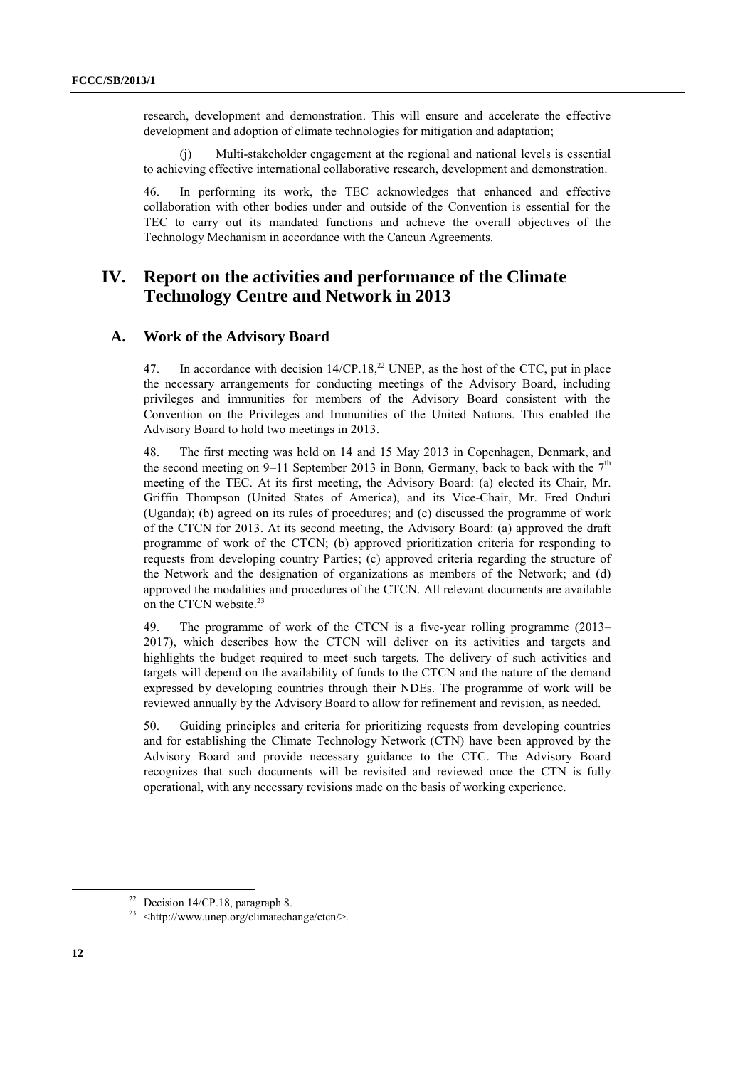research, development and demonstration. This will ensure and accelerate the effective development and adoption of climate technologies for mitigation and adaptation;

(j) Multi-stakeholder engagement at the regional and national levels is essential to achieving effective international collaborative research, development and demonstration.

46. In performing its work, the TEC acknowledges that enhanced and effective collaboration with other bodies under and outside of the Convention is essential for the TEC to carry out its mandated functions and achieve the overall objectives of the Technology Mechanism in accordance with the Cancun Agreements.

# IV. Report on the activities and performance of the Climate Technology Centre and Network in 2013

## A. Work of the Advisory Board

47. In accordance with decision 14/CP.18,[22] UNEP, as the host of the CTC, put in place the necessary arrangements for conducting meetings of the Advisory Board, including privileges and immunities for members of the Advisory Board consistent with the Convention on the Privileges and Immunities of the United Nations. This enabled the Advisory Board to hold two meetings in 2013.

48. The first meeting was held on 14 and 15 May 2013 in Copenhagen, Denmark, and the second meeting on 9–11 September 2013 in Bonn, Germany, back to back with the 7th meeting of the TEC. At its first meeting, the Advisory Board: (a) elected its Chair, Mr. Griffin Thompson (United States of America), and its Vice-Chair, Mr. Fred Onduri (Uganda); (b) agreed on its rules of procedures; and (c) discussed the programme of work of the CTCN for 2013. At its second meeting, the Advisory Board: (a) approved the draft programme of work of the CTCN; (b) approved prioritization criteria for responding to requests from developing country Parties; (c) approved criteria regarding the structure of the Network and the designation of organizations as members of the Network; and (d) approved the modalities and procedures of the CTCN. All relevant documents are available on the CTCN website.[23]

49. The programme of work of the CTCN is a five-year rolling programme (2013–2017), which describes how the CTCN will deliver on its activities and targets and highlights the budget required to meet such targets. The delivery of such activities and targets will depend on the availability of funds to the CTCN and the nature of the demand expressed by developing countries through their NDEs. The programme of work will be reviewed annually by the Advisory Board to allow for refinement and revision, as needed.

50. Guiding principles and criteria for prioritizing requests from developing countries and for establishing the Climate Technology Network (CTN) have been approved by the Advisory Board and provide necessary guidance to the CTC. The Advisory Board recognizes that such documents will be revisited and reviewed once the CTN is fully operational, with any necessary revisions made on the basis of working experience.

---

[22] Decision 14/CP.18, paragraph 8.

[23] <http://www.unep.org/climatechange/ctcn/>.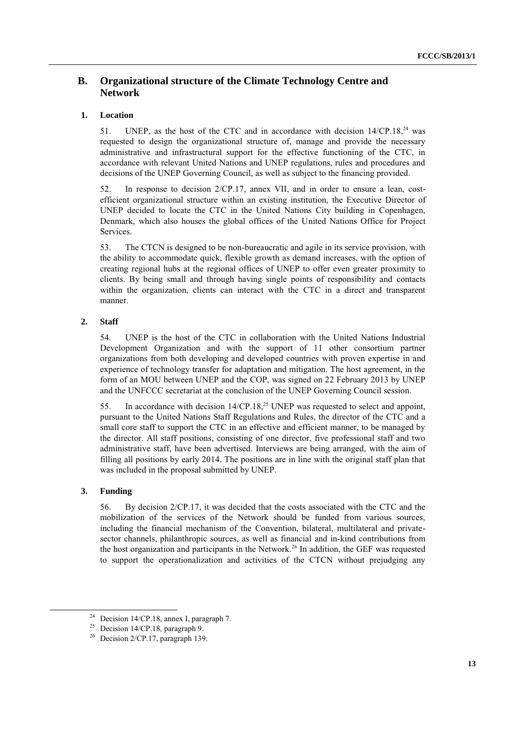## B. Organizational structure of the Climate Technology Centre and Network

### 1. Location

51. UNEP, as the host of the CTC and in accordance with decision 14/CP.18,[24] was requested to design the organizational structure of, manage and provide the necessary administrative and infrastructural support for the effective functioning of the CTC, in accordance with relevant United Nations and UNEP regulations, rules and procedures and decisions of the UNEP Governing Council, as well as subject to the financing provided.

52. In response to decision 2/CP.17, annex VII, and in order to ensure a lean, cost-efficient organizational structure within an existing institution, the Executive Director of UNEP decided to locate the CTC in the United Nations City building in Copenhagen, Denmark, which also houses the global offices of the United Nations Office for Project Services.

53. The CTCN is designed to be non-bureaucratic and agile in its service provision, with the ability to accommodate quick, flexible growth as demand increases, with the option of creating regional hubs at the regional offices of UNEP to offer even greater proximity to clients. By being small and through having single points of responsibility and contacts within the organization, clients can interact with the CTC in a direct and transparent manner.

### 2. Staff

54. UNEP is the host of the CTC in collaboration with the United Nations Industrial Development Organization and with the support of 11 other consortium partner organizations from both developing and developed countries with proven expertise in and experience of technology transfer for adaptation and mitigation. The host agreement, in the form of an MOU between UNEP and the COP, was signed on 22 February 2013 by UNEP and the UNFCCC secretariat at the conclusion of the UNEP Governing Council session.

55. In accordance with decision 14/CP.18,[25] UNEP was requested to select and appoint, pursuant to the United Nations Staff Regulations and Rules, the director of the CTC and a small core staff to support the CTC in an effective and efficient manner, to be managed by the director. All staff positions, consisting of one director, five professional staff and two administrative staff, have been advertised. Interviews are being arranged, with the aim of filling all positions by early 2014. The positions are in line with the original staff plan that was included in the proposal submitted by UNEP.

### 3. Funding

56. By decision 2/CP.17, it was decided that the costs associated with the CTC and the mobilization of the services of the Network should be funded from various sources, including the financial mechanism of the Convention, bilateral, multilateral and private-sector channels, philanthropic sources, as well as financial and in-kind contributions from the host organization and participants in the Network.[26] In addition, the GEF was requested to support the operationalization and activities of the CTCN without prejudging any

---

[24] Decision 14/CP.18, annex I, paragraph 7.

[25] Decision 14/CP.18, paragraph 9.

[26] Decision 2/CP.17, paragraph 139.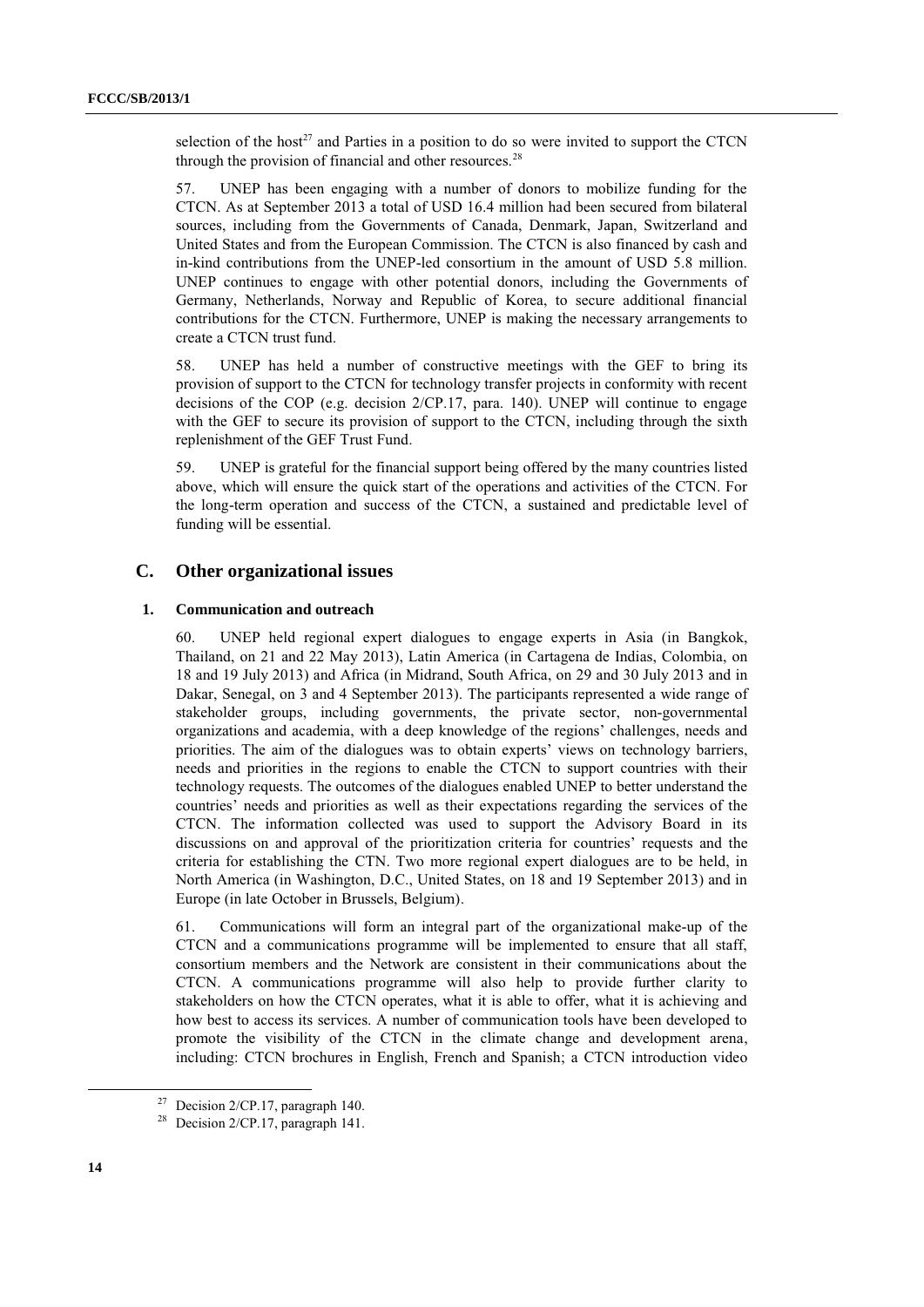selection of the host[27] and Parties in a position to do so were invited to support the CTCN through the provision of financial and other resources.[28]

57. UNEP has been engaging with a number of donors to mobilize funding for the CTCN. As at September 2013 a total of USD 16.4 million had been secured from bilateral sources, including from the Governments of Canada, Denmark, Japan, Switzerland and United States and from the European Commission. The CTCN is also financed by cash and in-kind contributions from the UNEP-led consortium in the amount of USD 5.8 million. UNEP continues to engage with other potential donors, including the Governments of Germany, Netherlands, Norway and Republic of Korea, to secure additional financial contributions for the CTCN. Furthermore, UNEP is making the necessary arrangements to create a CTCN trust fund.

58. UNEP has held a number of constructive meetings with the GEF to bring its provision of support to the CTCN for technology transfer projects in conformity with recent decisions of the COP (e.g. decision 2/CP.17, para. 140). UNEP will continue to engage with the GEF to secure its provision of support to the CTCN, including through the sixth replenishment of the GEF Trust Fund.

59. UNEP is grateful for the financial support being offered by the many countries listed above, which will ensure the quick start of the operations and activities of the CTCN. For the long-term operation and success of the CTCN, a sustained and predictable level of funding will be essential.

## C. Other organizational issues

### 1. Communication and outreach

60. UNEP held regional expert dialogues to engage experts in Asia (in Bangkok, Thailand, on 21 and 22 May 2013), Latin America (in Cartagena de Indias, Colombia, on 18 and 19 July 2013) and Africa (in Midrand, South Africa, on 29 and 30 July 2013 and in Dakar, Senegal, on 3 and 4 September 2013). The participants represented a wide range of stakeholder groups, including governments, the private sector, non-governmental organizations and academia, with a deep knowledge of the regions' challenges, needs and priorities. The aim of the dialogues was to obtain experts' views on technology barriers, needs and priorities in the regions to enable the CTCN to support countries with their technology requests. The outcomes of the dialogues enabled UNEP to better understand the countries' needs and priorities as well as their expectations regarding the services of the CTCN. The information collected was used to support the Advisory Board in its discussions on and approval of the prioritization criteria for countries' requests and the criteria for establishing the CTN. Two more regional expert dialogues are to be held, in North America (in Washington, D.C., United States, on 18 and 19 September 2013) and in Europe (in late October in Brussels, Belgium).

61. Communications will form an integral part of the organizational make-up of the CTCN and a communications programme will be implemented to ensure that all staff, consortium members and the Network are consistent in their communications about the CTCN. A communications programme will also help to provide further clarity to stakeholders on how the CTCN operates, what it is able to offer, what it is achieving and how best to access its services. A number of communication tools have been developed to promote the visibility of the CTCN in the climate change and development arena, including: CTCN brochures in English, French and Spanish; a CTCN introduction video

[27] Decision 2/CP.17, paragraph 140.

[28] Decision 2/CP.17, paragraph 141.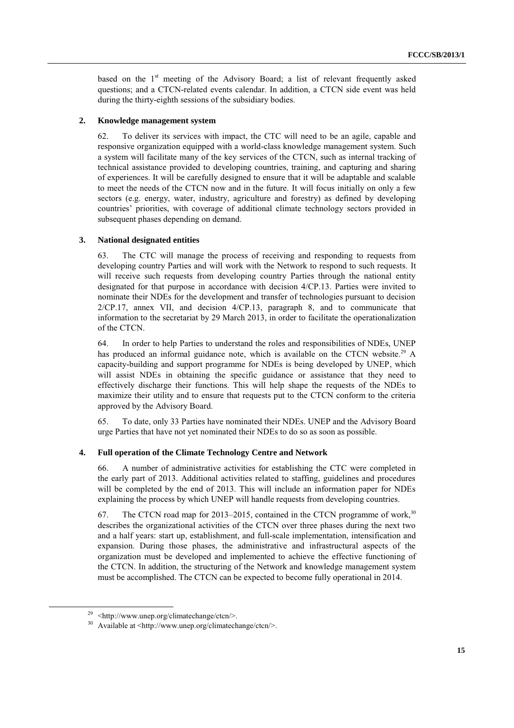based on the 1st meeting of the Advisory Board; a list of relevant frequently asked questions; and a CTCN-related events calendar. In addition, a CTCN side event was held during the thirty-eighth sessions of the subsidiary bodies.

### 2. Knowledge management system

62. To deliver its services with impact, the CTC will need to be an agile, capable and responsive organization equipped with a world-class knowledge management system. Such a system will facilitate many of the key services of the CTCN, such as internal tracking of technical assistance provided to developing countries, training, and capturing and sharing of experiences. It will be carefully designed to ensure that it will be adaptable and scalable to meet the needs of the CTCN now and in the future. It will focus initially on only a few sectors (e.g. energy, water, industry, agriculture and forestry) as defined by developing countries' priorities, with coverage of additional climate technology sectors provided in subsequent phases depending on demand.

### 3. National designated entities

63. The CTC will manage the process of receiving and responding to requests from developing country Parties and will work with the Network to respond to such requests. It will receive such requests from developing country Parties through the national entity designated for that purpose in accordance with decision 4/CP.13. Parties were invited to nominate their NDEs for the development and transfer of technologies pursuant to decision 2/CP.17, annex VII, and decision 4/CP.13, paragraph 8, and to communicate that information to the secretariat by 29 March 2013, in order to facilitate the operationalization of the CTCN.

64. In order to help Parties to understand the roles and responsibilities of NDEs, UNEP has produced an informal guidance note, which is available on the CTCN website.[29] A capacity-building and support programme for NDEs is being developed by UNEP, which will assist NDEs in obtaining the specific guidance or assistance that they need to effectively discharge their functions. This will help shape the requests of the NDEs to maximize their utility and to ensure that requests put to the CTCN conform to the criteria approved by the Advisory Board.

65. To date, only 33 Parties have nominated their NDEs. UNEP and the Advisory Board urge Parties that have not yet nominated their NDEs to do so as soon as possible.

### 4. Full operation of the Climate Technology Centre and Network

66. A number of administrative activities for establishing the CTC were completed in the early part of 2013. Additional activities related to staffing, guidelines and procedures will be completed by the end of 2013. This will include an information paper for NDEs explaining the process by which UNEP will handle requests from developing countries.

67. The CTCN road map for 2013–2015, contained in the CTCN programme of work,[30] describes the organizational activities of the CTCN over three phases during the next two and a half years: start up, establishment, and full-scale implementation, intensification and expansion. During those phases, the administrative and infrastructural aspects of the organization must be developed and implemented to achieve the effective functioning of the CTCN. In addition, the structuring of the Network and knowledge management system must be accomplished. The CTCN can be expected to become fully operational in 2014.

---

[29] <http://www.unep.org/climatechange/ctcn/>.

[30] Available at <http://www.unep.org/climatechange/ctcn/>.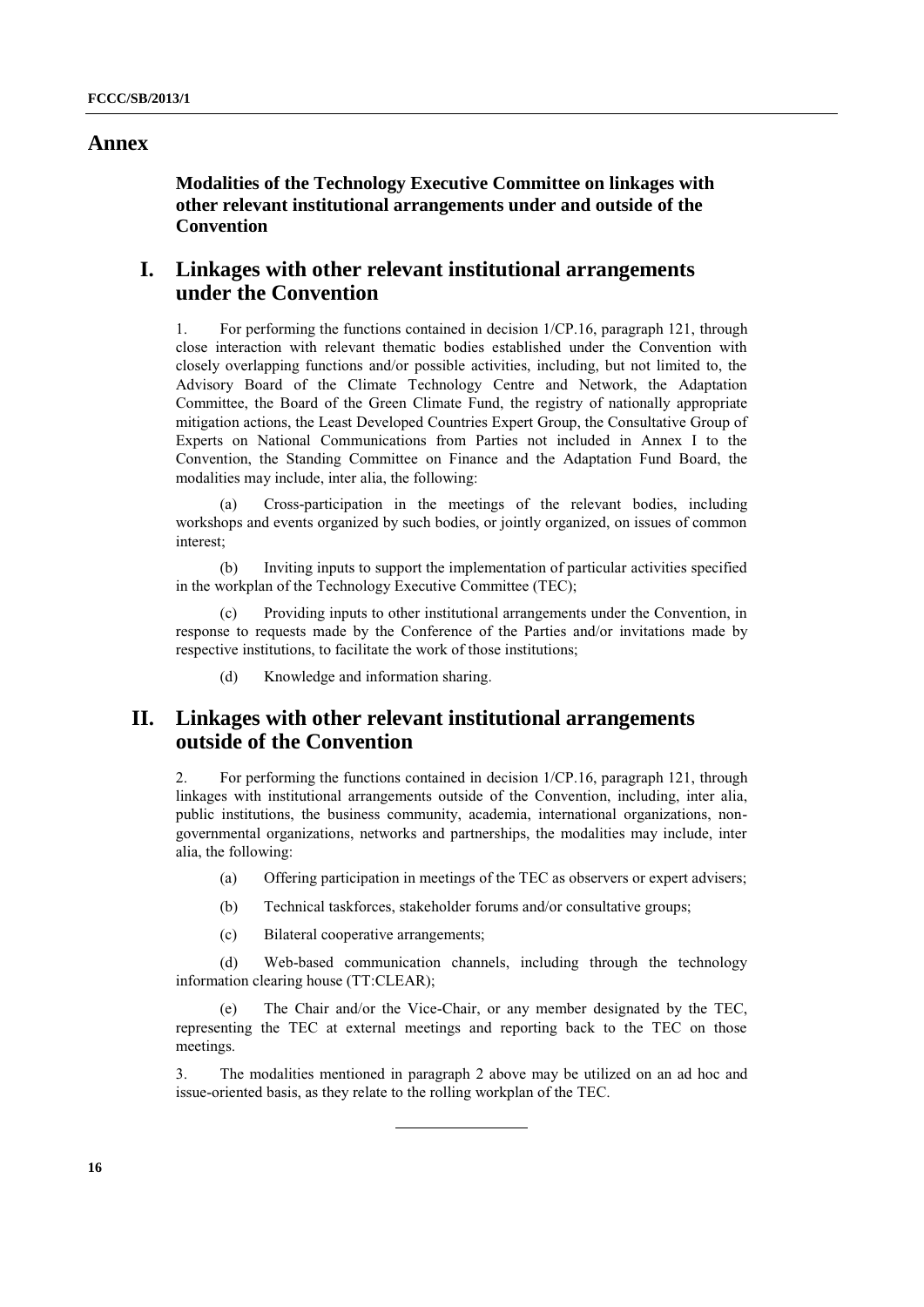# Annex

## Modalities of the Technology Executive Committee on linkages with other relevant institutional arrangements under and outside of the Convention

## I. Linkages with other relevant institutional arrangements under the Convention

1. For performing the functions contained in decision 1/CP.16, paragraph 121, through close interaction with relevant thematic bodies established under the Convention with closely overlapping functions and/or possible activities, including, but not limited to, the Advisory Board of the Climate Technology Centre and Network, the Adaptation Committee, the Board of the Green Climate Fund, the registry of nationally appropriate mitigation actions, the Least Developed Countries Expert Group, the Consultative Group of Experts on National Communications from Parties not included in Annex I to the Convention, the Standing Committee on Finance and the Adaptation Fund Board, the modalities may include, inter alia, the following:

(a) Cross-participation in the meetings of the relevant bodies, including workshops and events organized by such bodies, or jointly organized, on issues of common interest;

(b) Inviting inputs to support the implementation of particular activities specified in the workplan of the Technology Executive Committee (TEC);

(c) Providing inputs to other institutional arrangements under the Convention, in response to requests made by the Conference of the Parties and/or invitations made by respective institutions, to facilitate the work of those institutions;

(d) Knowledge and information sharing.

## II. Linkages with other relevant institutional arrangements outside of the Convention

2. For performing the functions contained in decision 1/CP.16, paragraph 121, through linkages with institutional arrangements outside of the Convention, including, inter alia, public institutions, the business community, academia, international organizations, non-governmental organizations, networks and partnerships, the modalities may include, inter alia, the following:

(a) Offering participation in meetings of the TEC as observers or expert advisers;

(b) Technical taskforces, stakeholder forums and/or consultative groups;

(c) Bilateral cooperative arrangements;

(d) Web-based communication channels, including through the technology information clearing house (TT:CLEAR);

(e) The Chair and/or the Vice-Chair, or any member designated by the TEC, representing the TEC at external meetings and reporting back to the TEC on those meetings.

3. The modalities mentioned in paragraph 2 above may be utilized on an ad hoc and issue-oriented basis, as they relate to the rolling workplan of the TEC.